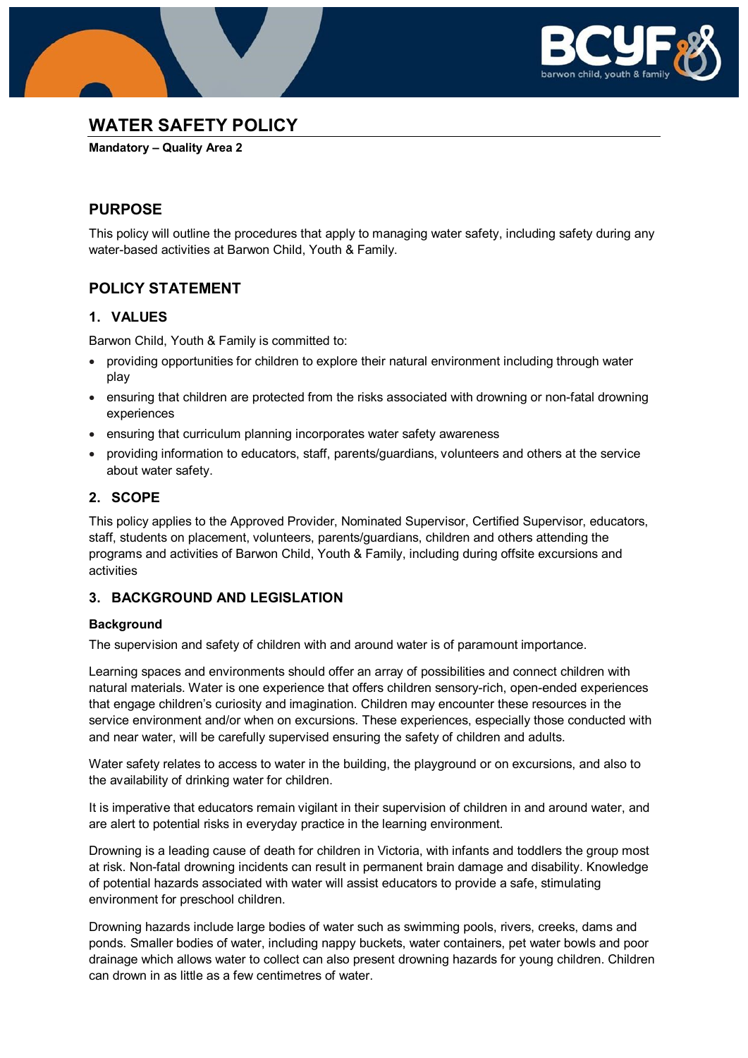# WATER SAFETY POLICY

**Mandatory – Quality Area 2**

## PURPOSE

This policy will outline the procedures that apply to managing water safety, including safety during any water-based activities at Barwon Child, Youth & Family.

## POLICY STATEMENT

### 1. VALUES

Barwon Child, Youth & Family is committed to:

- providing opportunities for children to explore their natural environment including through water play
- ensuring that children are protected from the risks associated with drowning or non-fatal drowning experiences
- ensuring that curriculum planning incorporates water safety awareness
- providing information to educators, staff, parents/guardians, volunteers and others at the service about water safety.

### 2. SCOPE

This policy applies to the Approved Provider, Nominated Supervisor, Certified Supervisor, educators, staff, students on placement, volunteers, parents/guardians, children and others attending the programs and activities of Barwon Child, Youth & Family, including during offsite excursions and activities

### 3. BACKGROUND AND LEGISLATION

**Background**

The supervision and safety of children with and around water is of paramount importance.

Learning spaces and environments should offer an array of possibilities and connect children with natural materials. Water is one experience that offers children sensory-rich, open-ended experiences that engage children's curiosity and imagination. Children may encounter these resources in the service environment and/or when on excursions. These experiences, especially those conducted with and near water, will be carefully supervised ensuring the safety of children and adults.

Water safety relates to access to water in the building, the playground or on excursions, and also to the availability of drinking water for children.

It is imperative that educators remain vigilant in their supervision of children in and around water, and are alert to potential risks in everyday practice in the learning environment.

Drowning is a leading cause of death for children in Victoria, with infants and toddlers the group most at risk. Non-fatal drowning incidents can result in permanent brain damage and disability. Knowledge of potential hazards associated with water will assist educators to provide a safe, stimulating environment for preschool children.

Drowning hazards include large bodies of water such as swimming pools, rivers, creeks, dams and ponds. Smaller bodies of water, including nappy buckets, water containers, pet water bowls and poor drainage which allows water to collect can also present drowning hazards for young children. Children can drown in as little as a few centimetres of water.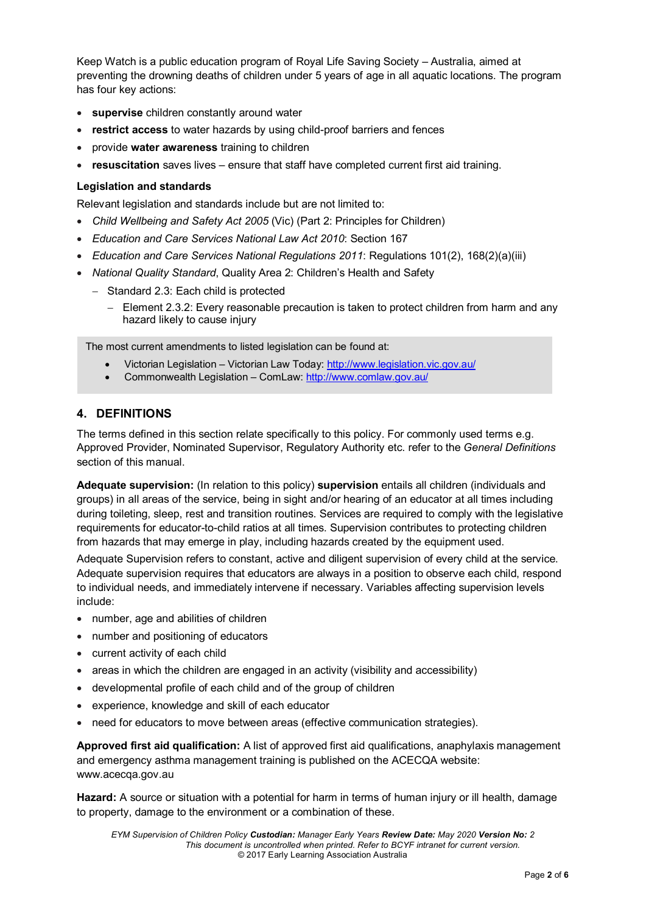Keep Watch is a public education program of Royal Life Saving Society – Australia, aimed at preventing the drowning deaths of children under 5 years of age in all aquatic locations. The program has four key actions:

- **supervise** children constantly around water
- **restrict access** to water hazards by using child-proof barriers and fences
- provide **water awareness** training to children
- **resuscitation** saves lives – ensure that staff have completed current first aid training.

### Legislation and standards

Relevant legislation and standards include but are not limited to:

- *Child Wellbeing and Safety Act 2005* (Vic) (Part 2: Principles for Children)
- *Education and Care Services National Law Act 2010*: Section 167
- *Education and Care Services National Regulations 2011*: Regulations 101(2), 168(2)(a)(iii)
- *National Quality Standard*, Quality Area 2: Children's Health and Safety
  - Standard 2.3: Each child is protected
    - Element 2.3.2: Every reasonable precaution is taken to protect children from harm and any hazard likely to cause injury

> The most current amendments to listed legislation can be found at:
>
> - Victorian Legislation – Victorian Law Today: http://www.legislation.vic.gov.au/
> - Commonwealth Legislation – ComLaw: http://www.comlaw.gov.au/

## 4. DEFINITIONS

The terms defined in this section relate specifically to this policy. For commonly used terms e.g. Approved Provider, Nominated Supervisor, Regulatory Authority etc. refer to the *General Definitions* section of this manual.

**Adequate supervision:** (In relation to this policy) **supervision** entails all children (individuals and groups) in all areas of the service, being in sight and/or hearing of an educator at all times including during toileting, sleep, rest and transition routines. Services are required to comply with the legislative requirements for educator-to-child ratios at all times. Supervision contributes to protecting children from hazards that may emerge in play, including hazards created by the equipment used.

Adequate Supervision refers to constant, active and diligent supervision of every child at the service. Adequate supervision requires that educators are always in a position to observe each child, respond to individual needs, and immediately intervene if necessary. Variables affecting supervision levels include:

- number, age and abilities of children
- number and positioning of educators
- current activity of each child
- areas in which the children are engaged in an activity (visibility and accessibility)
- developmental profile of each child and of the group of children
- experience, knowledge and skill of each educator
- need for educators to move between areas (effective communication strategies).

**Approved first aid qualification:** A list of approved first aid qualifications, anaphylaxis management and emergency asthma management training is published on the ACECQA website: www.acecqa.gov.au

**Hazard:** A source or situation with a potential for harm in terms of human injury or ill health, damage to property, damage to the environment or a combination of these.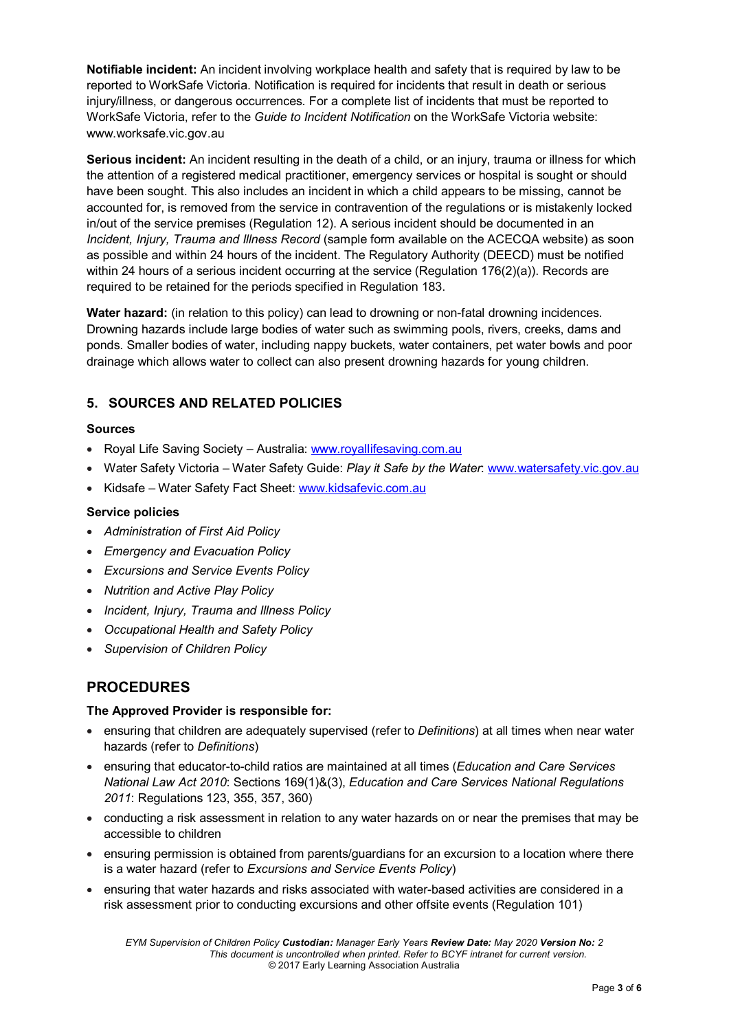**Notifiable incident:** An incident involving workplace health and safety that is required by law to be reported to WorkSafe Victoria. Notification is required for incidents that result in death or serious injury/illness, or dangerous occurrences. For a complete list of incidents that must be reported to WorkSafe Victoria, refer to the *Guide to Incident Notification* on the WorkSafe Victoria website: www.worksafe.vic.gov.au

**Serious incident:** An incident resulting in the death of a child, or an injury, trauma or illness for which the attention of a registered medical practitioner, emergency services or hospital is sought or should have been sought. This also includes an incident in which a child appears to be missing, cannot be accounted for, is removed from the service in contravention of the regulations or is mistakenly locked in/out of the service premises (Regulation 12). A serious incident should be documented in an *Incident, Injury, Trauma and Illness Record* (sample form available on the ACECQA website) as soon as possible and within 24 hours of the incident. The Regulatory Authority (DEECD) must be notified within 24 hours of a serious incident occurring at the service (Regulation 176(2)(a)). Records are required to be retained for the periods specified in Regulation 183.

**Water hazard:** (in relation to this policy) can lead to drowning or non-fatal drowning incidences. Drowning hazards include large bodies of water such as swimming pools, rivers, creeks, dams and ponds. Smaller bodies of water, including nappy buckets, water containers, pet water bowls and poor drainage which allows water to collect can also present drowning hazards for young children.

## 5. SOURCES AND RELATED POLICIES

### Sources

- Royal Life Saving Society – Australia: www.royallifesaving.com.au
- Water Safety Victoria – Water Safety Guide: *Play it Safe by the Water*: www.watersafety.vic.gov.au
- Kidsafe – Water Safety Fact Sheet: www.kidsafevic.com.au

### Service policies

- *Administration of First Aid Policy*
- *Emergency and Evacuation Policy*
- *Excursions and Service Events Policy*
- *Nutrition and Active Play Policy*
- *Incident, Injury, Trauma and Illness Policy*
- *Occupational Health and Safety Policy*
- *Supervision of Children Policy*

# PROCEDURES

### The Approved Provider is responsible for:

- ensuring that children are adequately supervised (refer to *Definitions*) at all times when near water hazards (refer to *Definitions*)
- ensuring that educator-to-child ratios are maintained at all times (*Education and Care Services National Law Act 2010*: Sections 169(1)&(3), *Education and Care Services National Regulations 2011*: Regulations 123, 355, 357, 360)
- conducting a risk assessment in relation to any water hazards on or near the premises that may be accessible to children
- ensuring permission is obtained from parents/guardians for an excursion to a location where there is a water hazard (refer to *Excursions and Service Events Policy*)
- ensuring that water hazards and risks associated with water-based activities are considered in a risk assessment prior to conducting excursions and other offsite events (Regulation 101)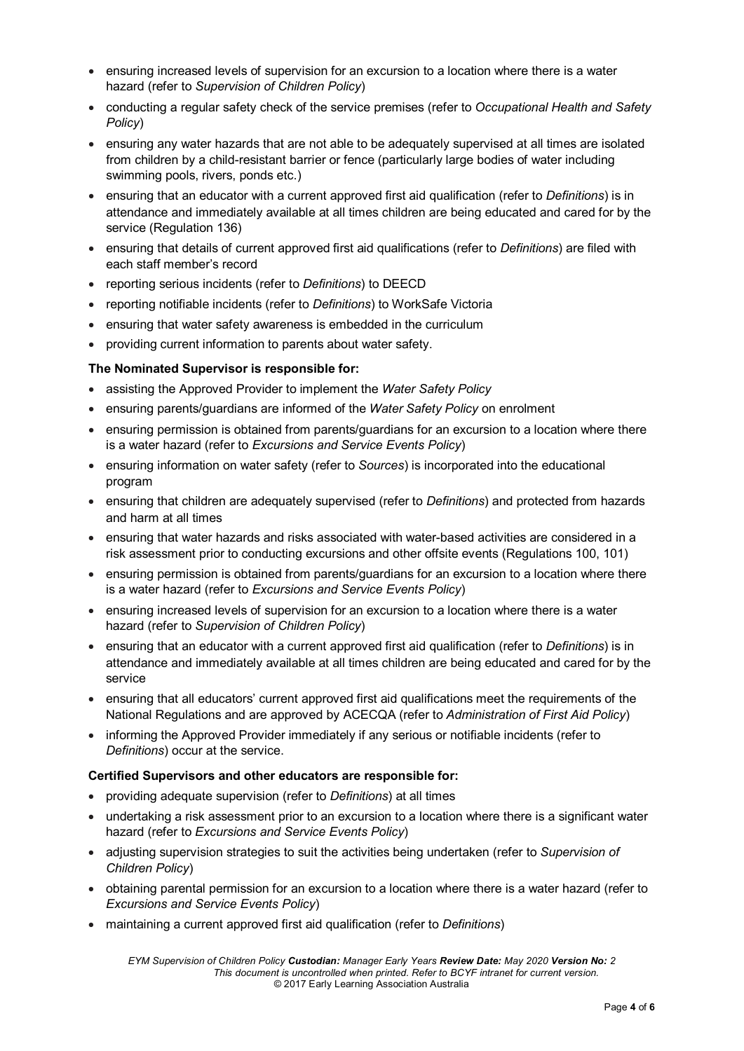- ensuring increased levels of supervision for an excursion to a location where there is a water hazard (refer to *Supervision of Children Policy*)
- conducting a regular safety check of the service premises (refer to *Occupational Health and Safety Policy*)
- ensuring any water hazards that are not able to be adequately supervised at all times are isolated from children by a child-resistant barrier or fence (particularly large bodies of water including swimming pools, rivers, ponds etc.)
- ensuring that an educator with a current approved first aid qualification (refer to *Definitions*) is in attendance and immediately available at all times children are being educated and cared for by the service (Regulation 136)
- ensuring that details of current approved first aid qualifications (refer to *Definitions*) are filed with each staff member's record
- reporting serious incidents (refer to *Definitions*) to DEECD
- reporting notifiable incidents (refer to *Definitions*) to WorkSafe Victoria
- ensuring that water safety awareness is embedded in the curriculum
- providing current information to parents about water safety.

**The Nominated Supervisor is responsible for:**

- assisting the Approved Provider to implement the *Water Safety Policy*
- ensuring parents/guardians are informed of the *Water Safety Policy* on enrolment
- ensuring permission is obtained from parents/guardians for an excursion to a location where there is a water hazard (refer to *Excursions and Service Events Policy*)
- ensuring information on water safety (refer to *Sources*) is incorporated into the educational program
- ensuring that children are adequately supervised (refer to *Definitions*) and protected from hazards and harm at all times
- ensuring that water hazards and risks associated with water-based activities are considered in a risk assessment prior to conducting excursions and other offsite events (Regulations 100, 101)
- ensuring permission is obtained from parents/guardians for an excursion to a location where there is a water hazard (refer to *Excursions and Service Events Policy*)
- ensuring increased levels of supervision for an excursion to a location where there is a water hazard (refer to *Supervision of Children Policy*)
- ensuring that an educator with a current approved first aid qualification (refer to *Definitions*) is in attendance and immediately available at all times children are being educated and cared for by the service
- ensuring that all educators' current approved first aid qualifications meet the requirements of the National Regulations and are approved by ACECQA (refer to *Administration of First Aid Policy*)
- informing the Approved Provider immediately if any serious or notifiable incidents (refer to *Definitions*) occur at the service.

**Certified Supervisors and other educators are responsible for:**

- providing adequate supervision (refer to *Definitions*) at all times
- undertaking a risk assessment prior to an excursion to a location where there is a significant water hazard (refer to *Excursions and Service Events Policy*)
- adjusting supervision strategies to suit the activities being undertaken (refer to *Supervision of Children Policy*)
- obtaining parental permission for an excursion to a location where there is a water hazard (refer to *Excursions and Service Events Policy*)
- maintaining a current approved first aid qualification (refer to *Definitions*)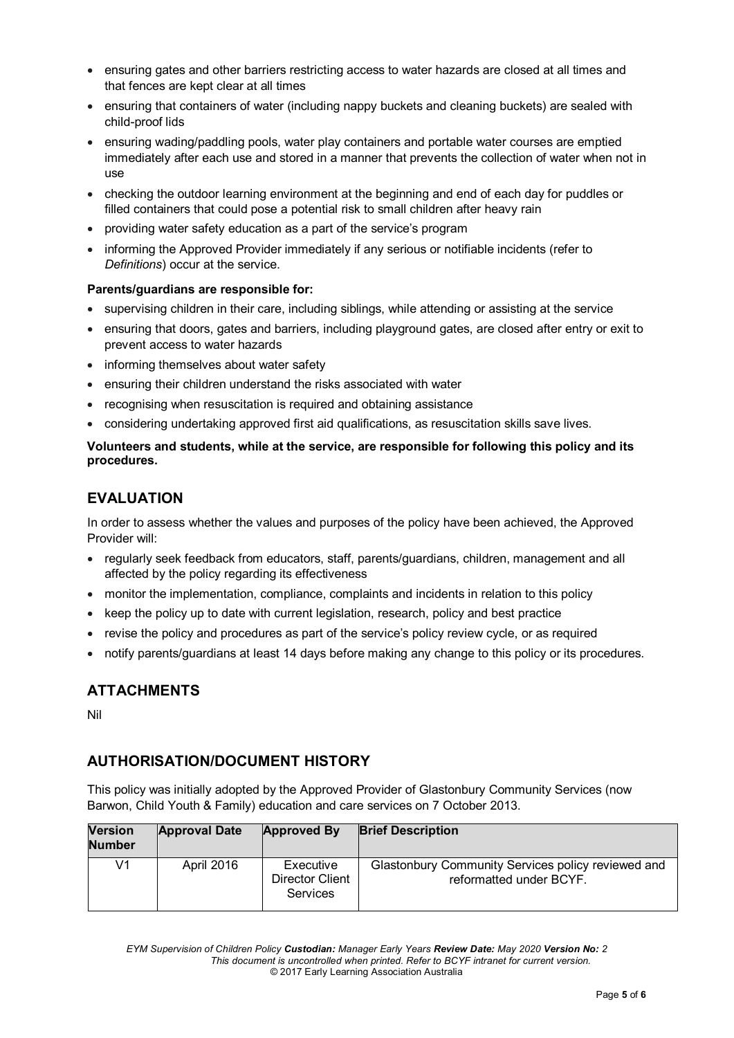- ensuring gates and other barriers restricting access to water hazards are closed at all times and that fences are kept clear at all times
- ensuring that containers of water (including nappy buckets and cleaning buckets) are sealed with child-proof lids
- ensuring wading/paddling pools, water play containers and portable water courses are emptied immediately after each use and stored in a manner that prevents the collection of water when not in use
- checking the outdoor learning environment at the beginning and end of each day for puddles or filled containers that could pose a potential risk to small children after heavy rain
- providing water safety education as a part of the service's program
- informing the Approved Provider immediately if any serious or notifiable incidents (refer to *Definitions*) occur at the service.

**Parents/guardians are responsible for:**

- supervising children in their care, including siblings, while attending or assisting at the service
- ensuring that doors, gates and barriers, including playground gates, are closed after entry or exit to prevent access to water hazards
- informing themselves about water safety
- ensuring their children understand the risks associated with water
- recognising when resuscitation is required and obtaining assistance
- considering undertaking approved first aid qualifications, as resuscitation skills save lives.

**Volunteers and students, while at the service, are responsible for following this policy and its procedures.**

## EVALUATION

In order to assess whether the values and purposes of the policy have been achieved, the Approved Provider will:

- regularly seek feedback from educators, staff, parents/guardians, children, management and all affected by the policy regarding its effectiveness
- monitor the implementation, compliance, complaints and incidents in relation to this policy
- keep the policy up to date with current legislation, research, policy and best practice
- revise the policy and procedures as part of the service's policy review cycle, or as required
- notify parents/guardians at least 14 days before making any change to this policy or its procedures.

## ATTACHMENTS

Nil

## AUTHORISATION/DOCUMENT HISTORY

This policy was initially adopted by the Approved Provider of Glastonbury Community Services (now Barwon, Child Youth & Family) education and care services on 7 October 2013.

| Version Number | Approval Date | Approved By | Brief Description |
|---|---|---|---|
| V1 | April 2016 | Executive Director Client Services | Glastonbury Community Services policy reviewed and reformatted under BCYF. |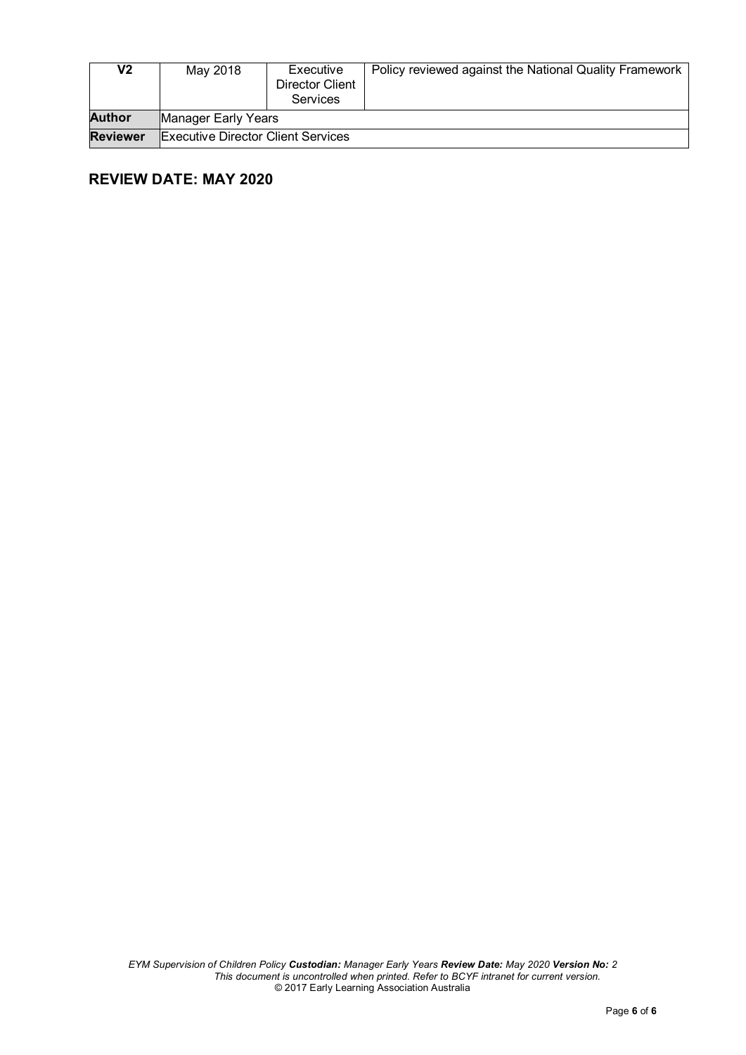| | | | |
|---|---|---|---|
| **V2** | May 2018 | Executive Director Client Services | Policy reviewed against the National Quality Framework |
| **Author** | Manager Early Years | | |
| **Reviewer** | Executive Director Client Services | | |

## REVIEW DATE: MAY 2020